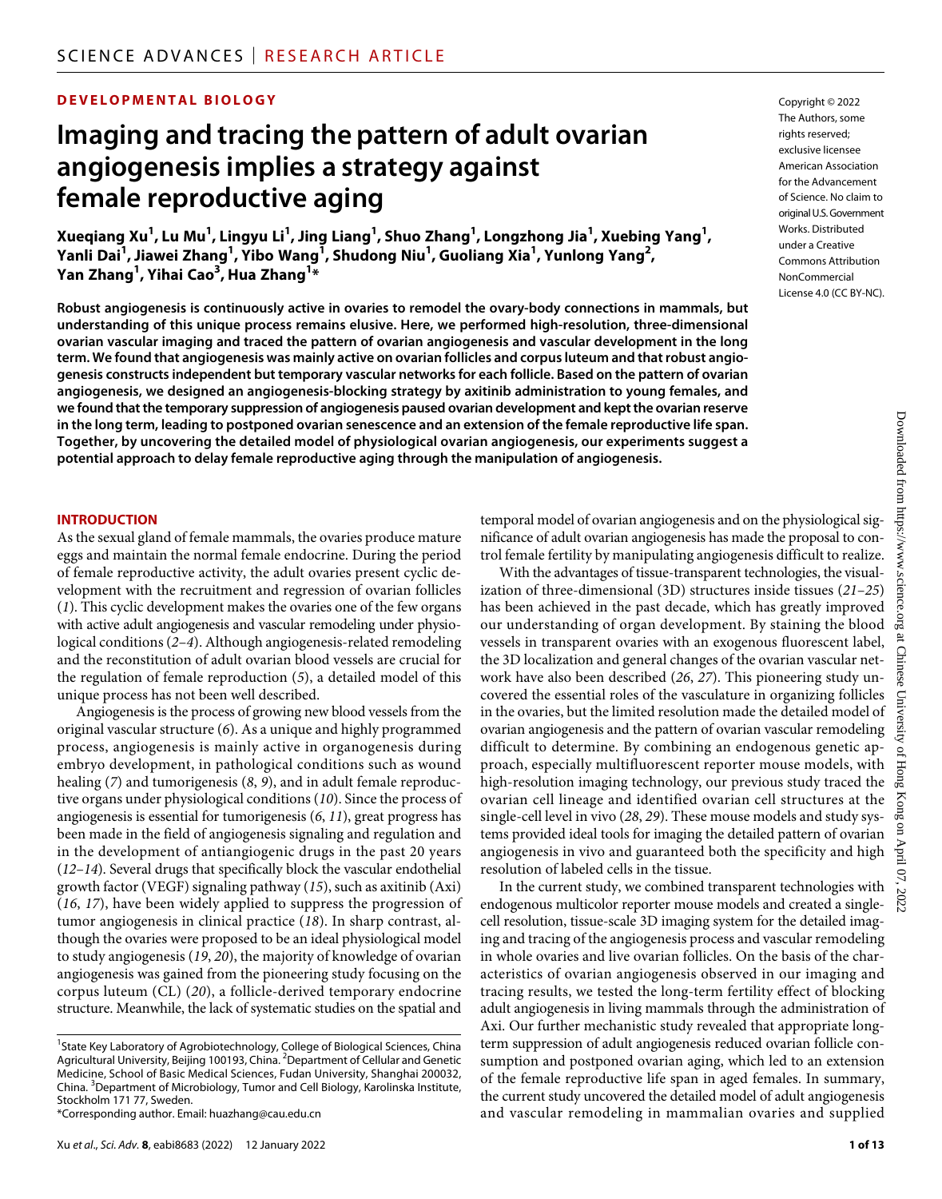DEVELOPMENTAL BIOLOGY

# Imaging and tracing the pattern of adult ovarian angiogenesis implies a strategy against female reproductive aging

**Xueqiang Xu[1], Lu Mu[1], Lingyu Li[1], Jing Liang[1], Shuo Zhang[1], Longzhong Jia[1], Xuebing Yang[1], Yanli Dai[1], Jiawei Zhang[1], Yibo Wang[1], Shudong Niu[1], Guoliang Xia[1], Yunlong Yang[2], Yan Zhang[1], Yihai Cao[3], Hua Zhang[1]***

Copyright © 2022 The Authors, some rights reserved; exclusive licensee American Association for the Advancement of Science. No claim to original U.S. Government Works. Distributed under a Creative Commons Attribution NonCommercial License 4.0 (CC BY-NC).

**Robust angiogenesis is continuously active in ovaries to remodel the ovary-body connections in mammals, but understanding of this unique process remains elusive. Here, we performed high-resolution, three-dimensional ovarian vascular imaging and traced the pattern of ovarian angiogenesis and vascular development in the long term. We found that angiogenesis was mainly active on ovarian follicles and corpus luteum and that robust angiogenesis constructs independent but temporary vascular networks for each follicle. Based on the pattern of ovarian angiogenesis, we designed an angiogenesis-blocking strategy by axitinib administration to young females, and we found that the temporary suppression of angiogenesis paused ovarian development and kept the ovarian reserve in the long term, leading to postponed ovarian senescence and an extension of the female reproductive life span. Together, by uncovering the detailed model of physiological ovarian angiogenesis, our experiments suggest a potential approach to delay female reproductive aging through the manipulation of angiogenesis.**

## INTRODUCTION

As the sexual gland of female mammals, the ovaries produce mature eggs and maintain the normal female endocrine. During the period of female reproductive activity, the adult ovaries present cyclic development with the recruitment and regression of ovarian follicles (*1*). This cyclic development makes the ovaries one of the few organs with active adult angiogenesis and vascular remodeling under physiological conditions (*2*–*4*). Although angiogenesis-related remodeling and the reconstitution of adult ovarian blood vessels are crucial for the regulation of female reproduction (*5*), a detailed model of this unique process has not been well described.

Angiogenesis is the process of growing new blood vessels from the original vascular structure (*6*). As a unique and highly programmed process, angiogenesis is mainly active in organogenesis during embryo development, in pathological conditions such as wound healing (*7*) and tumorigenesis (*8*, *9*), and in adult female reproductive organs under physiological conditions (*10*). Since the process of angiogenesis is essential for tumorigenesis (*6*, *11*), great progress has been made in the field of angiogenesis signaling and regulation and in the development of antiangiogenic drugs in the past 20 years (*12*–*14*). Several drugs that specifically block the vascular endothelial growth factor (VEGF) signaling pathway (*15*), such as axitinib (Axi) (*16*, *17*), have been widely applied to suppress the progression of tumor angiogenesis in clinical practice (*18*). In sharp contrast, although the ovaries were proposed to be an ideal physiological model to study angiogenesis (*19*, *20*), the majority of knowledge of ovarian angiogenesis was gained from the pioneering study focusing on the corpus luteum (CL) (*20*), a follicle-derived temporary endocrine structure. Meanwhile, the lack of systematic studies on the spatial and temporal model of ovarian angiogenesis and on the physiological significance of adult ovarian angiogenesis has made the proposal to control female fertility by manipulating angiogenesis difficult to realize.

With the advantages of tissue-transparent technologies, the visualization of three-dimensional (3D) structures inside tissues (*21*–*25*) has been achieved in the past decade, which has greatly improved our understanding of organ development. By staining the blood vessels in transparent ovaries with an exogenous fluorescent label, the 3D localization and general changes of the ovarian vascular network have also been described (*26*, *27*). This pioneering study uncovered the essential roles of the vasculature in organizing follicles in the ovaries, but the limited resolution made the detailed model of ovarian angiogenesis and the pattern of ovarian vascular remodeling difficult to determine. By combining an endogenous genetic approach, especially multifluorescent reporter mouse models, with high-resolution imaging technology, our previous study traced the ovarian cell lineage and identified ovarian cell structures at the single-cell level in vivo (*28*, *29*). These mouse models and study systems provided ideal tools for imaging the detailed pattern of ovarian angiogenesis in vivo and guaranteed both the specificity and high resolution of labeled cells in the tissue.

In the current study, we combined transparent technologies with endogenous multicolor reporter mouse models and created a single-cell resolution, tissue-scale 3D imaging system for the detailed imaging and tracing of the angiogenesis process and vascular remodeling in whole ovaries and live ovarian follicles. On the basis of the characteristics of ovarian angiogenesis observed in our imaging and tracing results, we tested the long-term fertility effect of blocking adult angiogenesis in living mammals through the administration of Axi. Our further mechanistic study revealed that appropriate long-term suppression of adult angiogenesis reduced ovarian follicle consumption and postponed ovarian aging, which led to an extension of the female reproductive life span in aged females. In summary, the current study uncovered the detailed model of adult angiogenesis and vascular remodeling in mammalian ovaries and supplied

[1]State Key Laboratory of Agrobiotechnology, College of Biological Sciences, China Agricultural University, Beijing 100193, China. [2]Department of Cellular and Genetic Medicine, School of Basic Medical Sciences, Fudan University, Shanghai 200032, China. [3]Department of Microbiology, Tumor and Cell Biology, Karolinska Institute, Stockholm 171 77, Sweden.

*Corresponding author. Email: huazhang@cau.edu.cn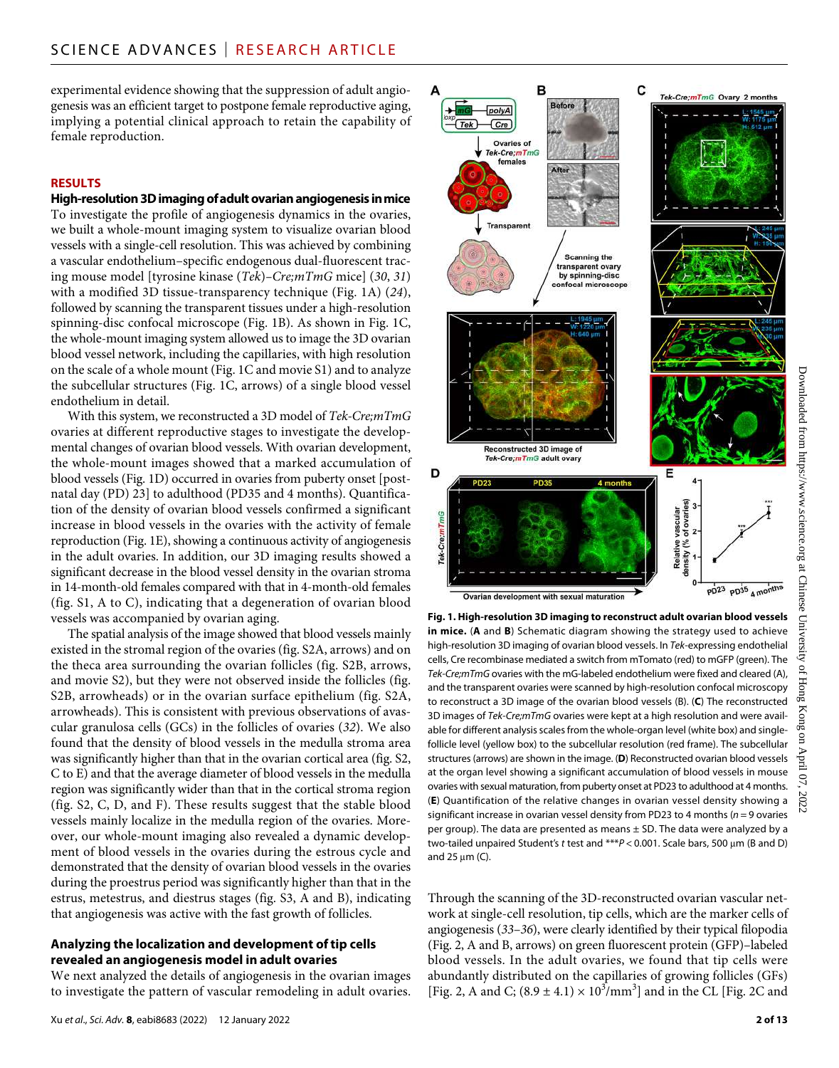experimental evidence showing that the suppression of adult angiogenesis was an efficient target to postpone female reproductive aging, implying a potential clinical approach to retain the capability of female reproduction.

## RESULTS

### High-resolution 3D imaging of adult ovarian angiogenesis in mice

To investigate the profile of angiogenesis dynamics in the ovaries, we built a whole-mount imaging system to visualize ovarian blood vessels with a single-cell resolution. This was achieved by combining a vascular endothelium–specific endogenous dual-fluorescent tracing mouse model [tyrosine kinase (*Tek*)–*Cre;mTmG* mice] (*30*, *31*) with a modified 3D tissue-transparency technique (Fig. 1A) (*24*), followed by scanning the transparent tissues under a high-resolution spinning-disc confocal microscope (Fig. 1B). As shown in Fig. 1C, the whole-mount imaging system allowed us to image the 3D ovarian blood vessel network, including the capillaries, with high resolution on the scale of a whole mount (Fig. 1C and movie S1) and to analyze the subcellular structures (Fig. 1C, arrows) of a single blood vessel endothelium in detail.

With this system, we reconstructed a 3D model of *Tek-Cre;mTmG* ovaries at different reproductive stages to investigate the developmental changes of ovarian blood vessels. With ovarian development, the whole-mount images showed that a marked accumulation of blood vessels (Fig. 1D) occurred in ovaries from puberty onset [postnatal day (PD) 23] to adulthood (PD35 and 4 months). Quantification of the density of ovarian blood vessels confirmed a significant increase in blood vessels in the ovaries with the activity of female reproduction (Fig. 1E), showing a continuous activity of angiogenesis in the adult ovaries. In addition, our 3D imaging results showed a significant decrease in the blood vessel density in the ovarian stroma in 14-month-old females compared with that in 4-month-old females (fig. S1, A to C), indicating that a degeneration of ovarian blood vessels was accompanied by ovarian aging.

The spatial analysis of the image showed that blood vessels mainly existed in the stromal region of the ovaries (fig. S2A, arrows) and on the theca area surrounding the ovarian follicles (fig. S2B, arrows, and movie S2), but they were not observed inside the follicles (fig. S2B, arrowheads) or in the ovarian surface epithelium (fig. S2A, arrowheads). This is consistent with previous observations of avascular granulosa cells (GCs) in the follicles of ovaries (*32*). We also found that the density of blood vessels in the medulla stroma area was significantly higher than that in the ovarian cortical area (fig. S2, C to E) and that the average diameter of blood vessels in the medulla region was significantly wider than that in the cortical stroma region (fig. S2, C, D, and F). These results suggest that the stable blood vessels mainly localize in the medulla region of the ovaries. Moreover, our whole-mount imaging also revealed a dynamic development of blood vessels in the ovaries during the estrous cycle and demonstrated that the density of ovarian blood vessels in the ovaries during the proestrus period was significantly higher than that in the estrus, metestrus, and diestrus stages (fig. S3, A and B), indicating that angiogenesis was active with the fast growth of follicles.

### Analyzing the localization and development of tip cells revealed an angiogenesis model in adult ovaries

We next analyzed the details of angiogenesis in the ovarian images to investigate the pattern of vascular remodeling in adult ovaries.

**Fig. 1. High-resolution 3D imaging to reconstruct adult ovarian blood vessels in mice.** (**A** and **B**) Schematic diagram showing the strategy used to achieve high-resolution 3D imaging of ovarian blood vessels. In *Tek*-expressing endothelial cells, Cre recombinase mediated a switch from mTomato (red) to mGFP (green). The *Tek-Cre;mTmG* ovaries with the mG-labeled endothelium were fixed and cleared (A), and the transparent ovaries were scanned by high-resolution confocal microscopy to reconstruct a 3D image of the ovarian blood vessels (B). (**C**) The reconstructed 3D images of *Tek-Cre;mTmG* ovaries were kept at a high resolution and were available for different analysis scales from the whole-organ level (white box) and single-follicle level (yellow box) to the subcellular resolution (red frame). The subcellular structures (arrows) are shown in the image. (**D**) Reconstructed ovarian blood vessels at the organ level showing a significant accumulation of blood vessels in mouse ovaries with sexual maturation, from puberty onset at PD23 to adulthood at 4 months. (**E**) Quantification of the relative changes in ovarian vessel density showing a significant increase in ovarian vessel density from PD23 to 4 months ($n = 9$ ovaries per group). The data are presented as means ± SD. The data were analyzed by a two-tailed unpaired Student's *t* test and $^{***}P < 0.001$. Scale bars, 500 μm (B and D) and 25 μm (C).

Through the scanning of the 3D-reconstructed ovarian vascular network at single-cell resolution, tip cells, which are the marker cells of angiogenesis (*33*–*36*), were clearly identified by their typical filopodia (Fig. 2, A and B, arrows) on green fluorescent protein (GFP)–labeled blood vessels. In the adult ovaries, we found that tip cells were abundantly distributed on the capillaries of growing follicles (GFs) [Fig. 2, A and C; $(8.9 \pm 4.1) \times 10^3/\text{mm}^3$] and in the CL [Fig. 2C and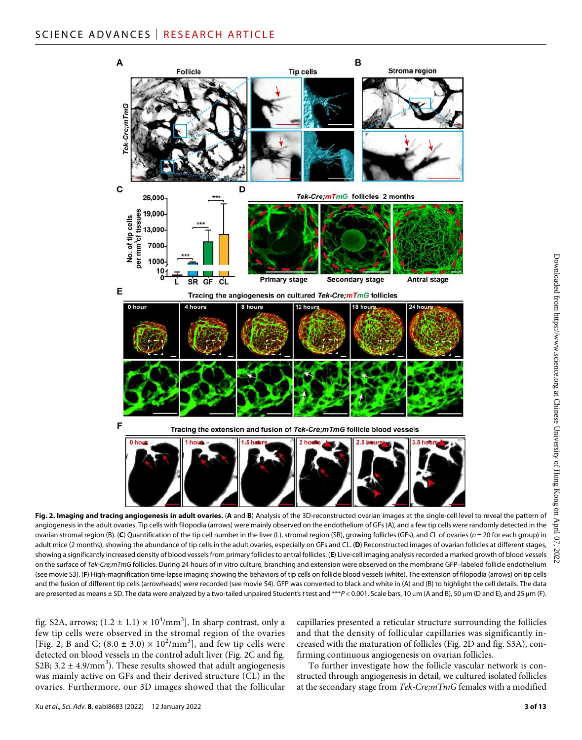**Fig. 2. Imaging and tracing angiogenesis in adult ovaries.** (**A** and **B**) Analysis of the 3D-reconstructed ovarian images at the single-cell level to reveal the pattern of angiogenesis in the adult ovaries. Tip cells with filopodia (arrows) were mainly observed on the endothelium of GFs (A), and a few tip cells were randomly detected in the ovarian stromal region (B). (**C**) Quantification of the tip cell number in the liver (L), stromal region (SR), growing follicles (GFs), and CL of ovaries ($n = 20$ for each group) in adult mice (2 months), showing the abundance of tip cells in the adult ovaries, especially on GFs and CL. (**D**) Reconstructed images of ovarian follicles at different stages, showing a significantly increased density of blood vessels from primary follicles to antral follicles. (**E**) Live-cell imaging analysis recorded a marked growth of blood vessels on the surface of *Tek-Cre;mTmG* follicles. During 24 hours of in vitro culture, branching and extension were observed on the membrane GFP–labeled follicle endothelium (see movie S3). (**F**) High-magnification time-lapse imaging showing the behaviors of tip cells on follicle blood vessels (white). The extension of filopodia (arrows) on tip cells and the fusion of different tip cells (arrowheads) were recorded (see movie S4). GFP was converted to black and white in (A) and (B) to highlight the cell details. The data are presented as means ± SD. The data were analyzed by a two-tailed unpaired Student's *t* test and $^{***}P < 0.001$. Scale bars, 10 μm (A and B), 50 μm (D and E), and 25 μm (F).

fig. S2A, arrows; $(1.2 \pm 1.1) \times 10^4/\text{mm}^3$]. In sharp contrast, only a few tip cells were observed in the stromal region of the ovaries [Fig. 2, B and C; $(8.0 \pm 3.0) \times 10^2/\text{mm}^3$], and few tip cells were detected on blood vessels in the control adult liver (Fig. 2C and fig. S2B; $3.2 \pm 4.9/\text{mm}^3$). These results showed that adult angiogenesis was mainly active on GFs and their derived structure (CL) in the ovaries. Furthermore, our 3D images showed that the follicular capillaries presented a reticular structure surrounding the follicles and that the density of follicular capillaries was significantly increased with the maturation of follicles (Fig. 2D and fig. S3A), confirming continuous angiogenesis on ovarian follicles.

To further investigate how the follicle vascular network is constructed through angiogenesis in detail, we cultured isolated follicles at the secondary stage from *Tek-Cre;mTmG* females with a modified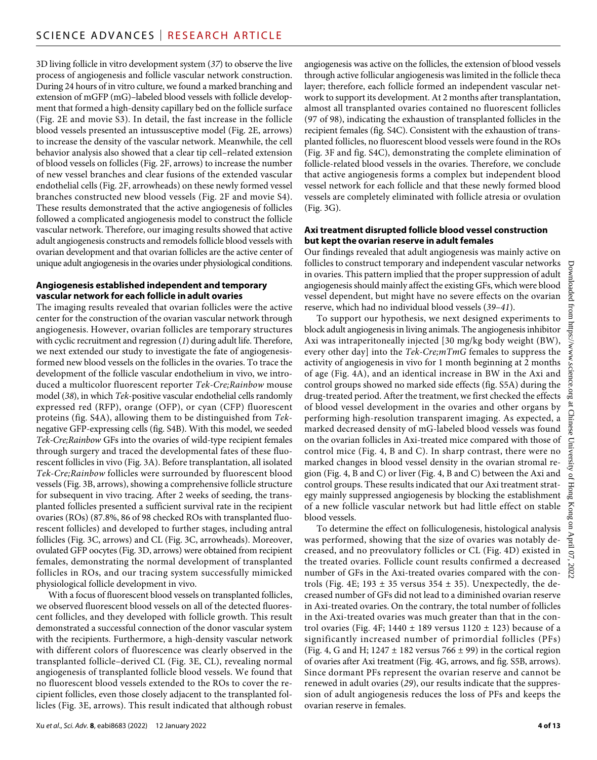3D living follicle in vitro development system (*37*) to observe the live process of angiogenesis and follicle vascular network construction. During 24 hours of in vitro culture, we found a marked branching and extension of mGFP (mG)–labeled blood vessels with follicle development that formed a high-density capillary bed on the follicle surface (Fig. 2E and movie S3). In detail, the fast increase in the follicle blood vessels presented an intussusceptive model (Fig. 2E, arrows) to increase the density of the vascular network. Meanwhile, the cell behavior analysis also showed that a clear tip cell–related extension of blood vessels on follicles (Fig. 2F, arrows) to increase the number of new vessel branches and clear fusions of the extended vascular endothelial cells (Fig. 2F, arrowheads) on these newly formed vessel branches constructed new blood vessels (Fig. 2F and movie S4). These results demonstrated that the active angiogenesis of follicles followed a complicated angiogenesis model to construct the follicle vascular network. Therefore, our imaging results showed that active adult angiogenesis constructs and remodels follicle blood vessels with ovarian development and that ovarian follicles are the active center of unique adult angiogenesis in the ovaries under physiological conditions.

### Angiogenesis established independent and temporary vascular network for each follicle in adult ovaries

The imaging results revealed that ovarian follicles were the active center for the construction of the ovarian vascular network through angiogenesis. However, ovarian follicles are temporary structures with cyclic recruitment and regression (*1*) during adult life. Therefore, we next extended our study to investigate the fate of angiogenesis-formed new blood vessels on the follicles in the ovaries. To trace the development of the follicle vascular endothelium in vivo, we introduced a multicolor fluorescent reporter *Tek-Cre;Rainbow* mouse model (*38*), in which *Tek*-positive vascular endothelial cells randomly expressed red (RFP), orange (OFP), or cyan (CFP) fluorescent proteins (fig. S4A), allowing them to be distinguished from *Tek*-negative GFP-expressing cells (fig. S4B). With this model, we seeded *Tek-Cre;Rainbow* GFs into the ovaries of wild-type recipient females through surgery and traced the developmental fates of these fluorescent follicles in vivo (Fig. 3A). Before transplantation, all isolated *Tek-Cre;Rainbow* follicles were surrounded by fluorescent blood vessels (Fig. 3B, arrows), showing a comprehensive follicle structure for subsequent in vivo tracing. After 2 weeks of seeding, the transplanted follicles presented a sufficient survival rate in the recipient ovaries (ROs) (87.8%, 86 of 98 checked ROs with transplanted fluorescent follicles) and developed to further stages, including antral follicles (Fig. 3C, arrows) and CL (Fig. 3C, arrowheads). Moreover, ovulated GFP oocytes (Fig. 3D, arrows) were obtained from recipient females, demonstrating the normal development of transplanted follicles in ROs, and our tracing system successfully mimicked physiological follicle development in vivo.

With a focus of fluorescent blood vessels on transplanted follicles, we observed fluorescent blood vessels on all of the detected fluorescent follicles, and they developed with follicle growth. This result demonstrated a successful connection of the donor vascular system with the recipients. Furthermore, a high-density vascular network with different colors of fluorescence was clearly observed in the transplanted follicle–derived CL (Fig. 3E, CL), revealing normal angiogenesis of transplanted follicle blood vessels. We found that no fluorescent blood vessels extended to the ROs to cover the recipient follicles, even those closely adjacent to the transplanted follicles (Fig. 3E, arrows). This result indicated that although robust angiogenesis was active on the follicles, the extension of blood vessels through active follicular angiogenesis was limited in the follicle theca layer; therefore, each follicle formed an independent vascular network to support its development. At 2 months after transplantation, almost all transplanted ovaries contained no fluorescent follicles (97 of 98), indicating the exhaustion of transplanted follicles in the recipient females (fig. S4C). Consistent with the exhaustion of transplanted follicles, no fluorescent blood vessels were found in the ROs (Fig. 3F and fig. S4C), demonstrating the complete elimination of follicle-related blood vessels in the ovaries. Therefore, we conclude that active angiogenesis forms a complex but independent blood vessel network for each follicle and that these newly formed blood vessels are completely eliminated with follicle atresia or ovulation (Fig. 3G).

### Axi treatment disrupted follicle blood vessel construction but kept the ovarian reserve in adult females

Our findings revealed that adult angiogenesis was mainly active on follicles to construct temporary and independent vascular networks in ovaries. This pattern implied that the proper suppression of adult angiogenesis should mainly affect the existing GFs, which were blood vessel dependent, but might have no severe effects on the ovarian reserve, which had no individual blood vessels (*39*–*41*).

To support our hypothesis, we next designed experiments to block adult angiogenesis in living animals. The angiogenesis inhibitor Axi was intraperitoneally injected [30 mg/kg body weight (BW), every other day] into the *Tek-Cre;mTmG* females to suppress the activity of angiogenesis in vivo for 1 month beginning at 2 months of age (Fig. 4A), and an identical increase in BW in the Axi and control groups showed no marked side effects (fig. S5A) during the drug-treated period. After the treatment, we first checked the effects of blood vessel development in the ovaries and other organs by performing high-resolution transparent imaging. As expected, a marked decreased density of mG-labeled blood vessels was found on the ovarian follicles in Axi-treated mice compared with those of control mice (Fig. 4, B and C). In sharp contrast, there were no marked changes in blood vessel density in the ovarian stromal region (Fig. 4, B and C) or liver (Fig. 4, B and C) between the Axi and control groups. These results indicated that our Axi treatment strategy mainly suppressed angiogenesis by blocking the establishment of a new follicle vascular network but had little effect on stable blood vessels.

To determine the effect on folliculogenesis, histological analysis was performed, showing that the size of ovaries was notably decreased, and no preovulatory follicles or CL (Fig. 4D) existed in the treated ovaries. Follicle count results confirmed a decreased number of GFs in the Axi-treated ovaries compared with the controls (Fig. 4E; 193 ± 35 versus 354 ± 35). Unexpectedly, the decreased number of GFs did not lead to a diminished ovarian reserve in Axi-treated ovaries. On the contrary, the total number of follicles in the Axi-treated ovaries was much greater than that in the control ovaries (Fig. 4F; 1440 ± 189 versus 1120 ± 123) because of a significantly increased number of primordial follicles (PFs) (Fig. 4, G and H; 1247 ± 182 versus 766 ± 99) in the cortical region of ovaries after Axi treatment (Fig. 4G, arrows, and fig. S5B, arrows). Since dormant PFs represent the ovarian reserve and cannot be renewed in adult ovaries (*29*), our results indicate that the suppression of adult angiogenesis reduces the loss of PFs and keeps the ovarian reserve in females.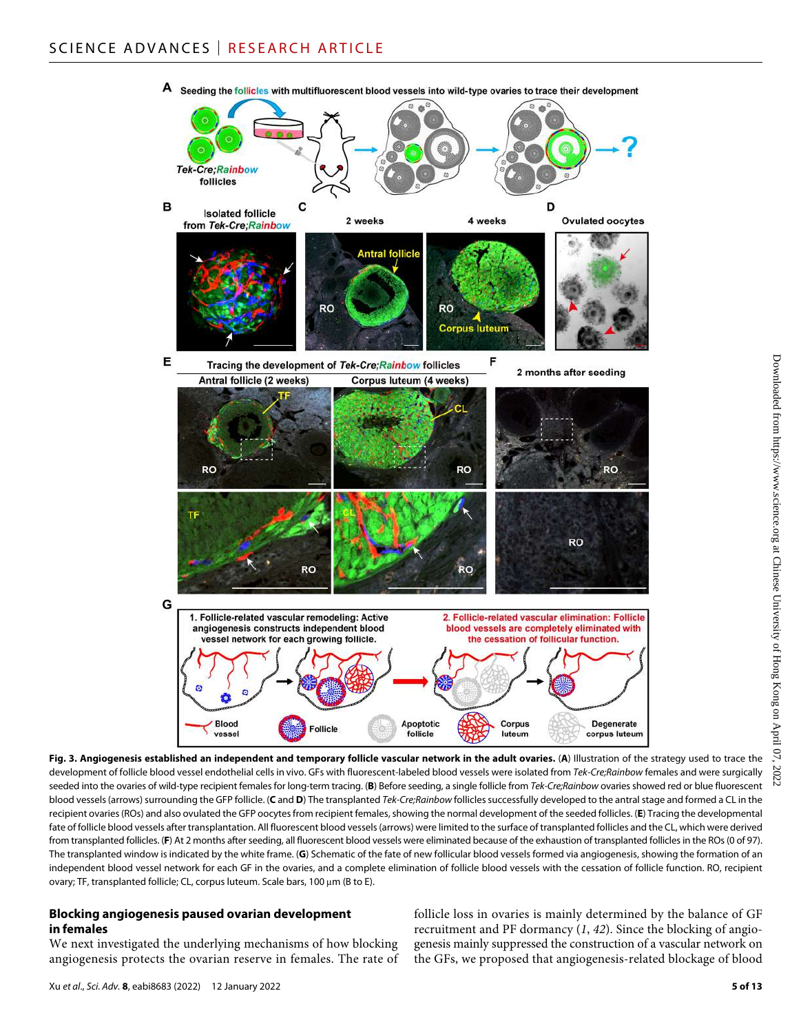**Fig. 3. Angiogenesis established an independent and temporary follicle vascular network in the adult ovaries.** (**A**) Illustration of the strategy used to trace the development of follicle blood vessel endothelial cells in vivo. GFs with fluorescent-labeled blood vessels were isolated from *Tek-Cre;Rainbow* females and were surgically seeded into the ovaries of wild-type recipient females for long-term tracing. (**B**) Before seeding, a single follicle from *Tek-Cre;Rainbow* ovaries showed red or blue fluorescent blood vessels (arrows) surrounding the GFP follicle. (**C** and **D**) The transplanted *Tek-Cre;Rainbow* follicles successfully developed to the antral stage and formed a CL in the recipient ovaries (ROs) and also ovulated the GFP oocytes from recipient females, showing the normal development of the seeded follicles. (**E**) Tracing the developmental fate of follicle blood vessels after transplantation. All fluorescent blood vessels (arrows) were limited to the surface of transplanted follicles and the CL, which were derived from transplanted follicles. (**F**) At 2 months after seeding, all fluorescent blood vessels were eliminated because of the exhaustion of transplanted follicles in the ROs (0 of 97). The transplanted window is indicated by the white frame. (**G**) Schematic of the fate of new follicular blood vessels formed via angiogenesis, showing the formation of an independent blood vessel network for each GF in the ovaries, and a complete elimination of follicle blood vessels with the cessation of follicle function. RO, recipient ovary; TF, transplanted follicle; CL, corpus luteum. Scale bars, 100 μm (B to E).

## Blocking angiogenesis paused ovarian development in females

We next investigated the underlying mechanisms of how blocking angiogenesis protects the ovarian reserve in females. The rate of follicle loss in ovaries is mainly determined by the balance of GF recruitment and PF dormancy (*1*, *42*). Since the blocking of angiogenesis mainly suppressed the construction of a vascular network on the GFs, we proposed that angiogenesis-related blockage of blood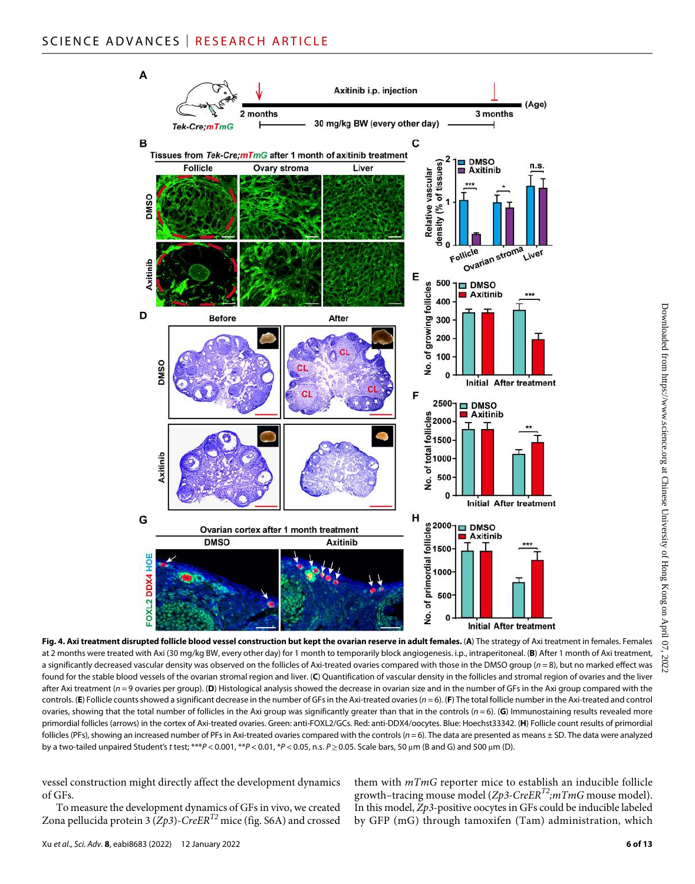**Fig. 4. Axi treatment disrupted follicle blood vessel construction but kept the ovarian reserve in adult females.** (**A**) The strategy of Axi treatment in females. Females at 2 months were treated with Axi (30 mg/kg BW, every other day) for 1 month to temporarily block angiogenesis. i.p., intraperitoneal. (**B**) After 1 month of Axi treatment, a significantly decreased vascular density was observed on the follicles of Axi-treated ovaries compared with those in the DMSO group ($n = 8$), but no marked effect was found for the stable blood vessels of the ovarian stromal region and liver. (**C**) Quantification of vascular density in the follicles and stromal region of ovaries and the liver after Axi treatment ($n = 9$ ovaries per group). (**D**) Histological analysis showed the decrease in ovarian size and in the number of GFs in the Axi group compared with the controls. (**E**) Follicle counts showed a significant decrease in the number of GFs in the Axi-treated ovaries ($n = 6$). (**F**) The total follicle number in the Axi-treated and control ovaries, showing that the total number of follicles in the Axi group was significantly greater than that in the controls ($n = 6$). (**G**) Immunostaining results revealed more primordial follicles (arrows) in the cortex of Axi-treated ovaries. Green: anti-FOXL2/GCs. Red: anti-DDX4/oocytes. Blue: Hoechst33342. (**H**) Follicle count results of primordial follicles (PFs), showing an increased number of PFs in Axi-treated ovaries compared with the controls ($n = 6$). The data are presented as means ± SD. The data were analyzed by a two-tailed unpaired Student's *t* test; ***$P < 0.001$, **$P < 0.01$, *$P < 0.05$, n.s. $P \geq 0.05$. Scale bars, 50 μm (B and G) and 500 μm (D).

vessel construction might directly affect the development dynamics of GFs.

To measure the development dynamics of GFs in vivo, we created Zona pellucida protein 3 (*Zp3*)-*CreER*$^{T2}$ mice (fig. S6A) and crossed them with *mTmG* reporter mice to establish an inducible follicle growth–tracing mouse model (*Zp3-CreER*$^{T2}$;*mTmG* mouse model). In this model, *Zp3*-positive oocytes in GFs could be inducible labeled by GFP (mG) through tamoxifen (Tam) administration, which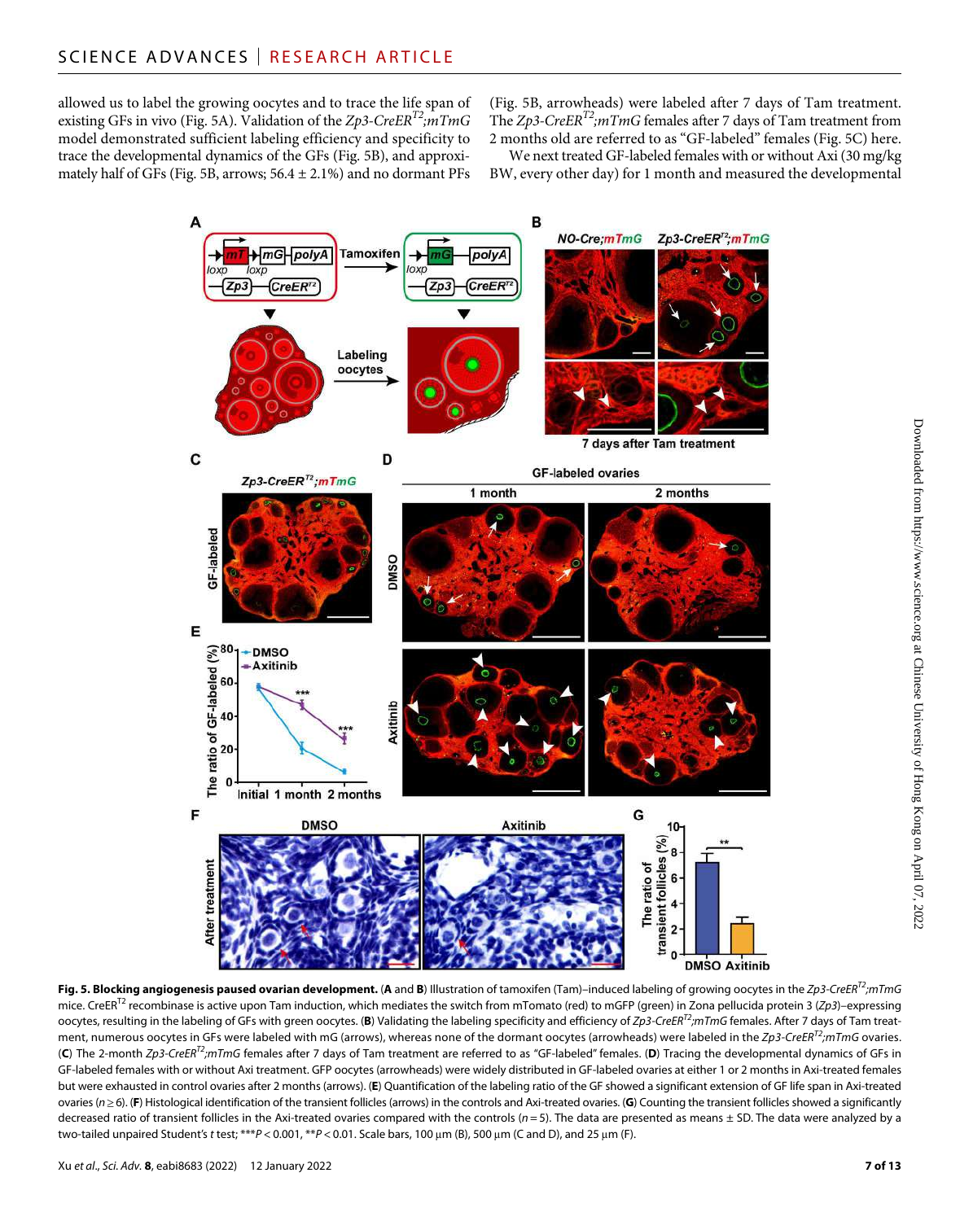allowed us to label the growing oocytes and to trace the life span of existing GFs in vivo (Fig. 5A). Validation of the *Zp3-CreER$^{T2}$;mTmG* model demonstrated sufficient labeling efficiency and specificity to trace the developmental dynamics of the GFs (Fig. 5B), and approximately half of GFs (Fig. 5B, arrows; 56.4 ± 2.1%) and no dormant PFs (Fig. 5B, arrowheads) were labeled after 7 days of Tam treatment. The *Zp3-CreER$^{T2}$;mTmG* females after 7 days of Tam treatment from 2 months old are referred to as "GF-labeled" females (Fig. 5C) here.

We next treated GF-labeled females with or without Axi (30 mg/kg BW, every other day) for 1 month and measured the developmental

**Fig. 5. Blocking angiogenesis paused ovarian development.** (**A** and **B**) Illustration of tamoxifen (Tam)–induced labeling of growing oocytes in the *Zp3-CreER$^{T2}$;mTmG* mice. CreER$^{T2}$ recombinase is active upon Tam induction, which mediates the switch from mTomato (red) to mGFP (green) in Zona pellucida protein 3 (*Zp3*)–expressing oocytes, resulting in the labeling of GFs with green oocytes. (**B**) Validating the labeling specificity and efficiency of *Zp3-CreER$^{T2}$;mTmG* females. After 7 days of Tam treatment, numerous oocytes in GFs were labeled with mG (arrows), whereas none of the dormant oocytes (arrowheads) were labeled in the *Zp3-CreER$^{T2}$;mTmG* ovaries. (**C**) The 2-month *Zp3-CreER$^{T2}$;mTmG* females after 7 days of Tam treatment are referred to as "GF-labeled" females. (**D**) Tracing the developmental dynamics of GFs in GF-labeled females with or without Axi treatment. GFP oocytes (arrowheads) were widely distributed in GF-labeled ovaries at either 1 or 2 months in Axi-treated females but were exhausted in control ovaries after 2 months (arrows). (**E**) Quantification of the labeling ratio of the GF showed a significant extension of GF life span in Axi-treated ovaries ($n \geq 6$). (**F**) Histological identification of the transient follicles (arrows) in the controls and Axi-treated ovaries. (**G**) Counting the transient follicles showed a significantly decreased ratio of transient follicles in the Axi-treated ovaries compared with the controls ($n = 5$). The data are presented as means ± SD. The data were analyzed by a two-tailed unpaired Student's *t* test; ***$P < 0.001$, **$P < 0.01$. Scale bars, 100 μm (B), 500 μm (C and D), and 25 μm (F).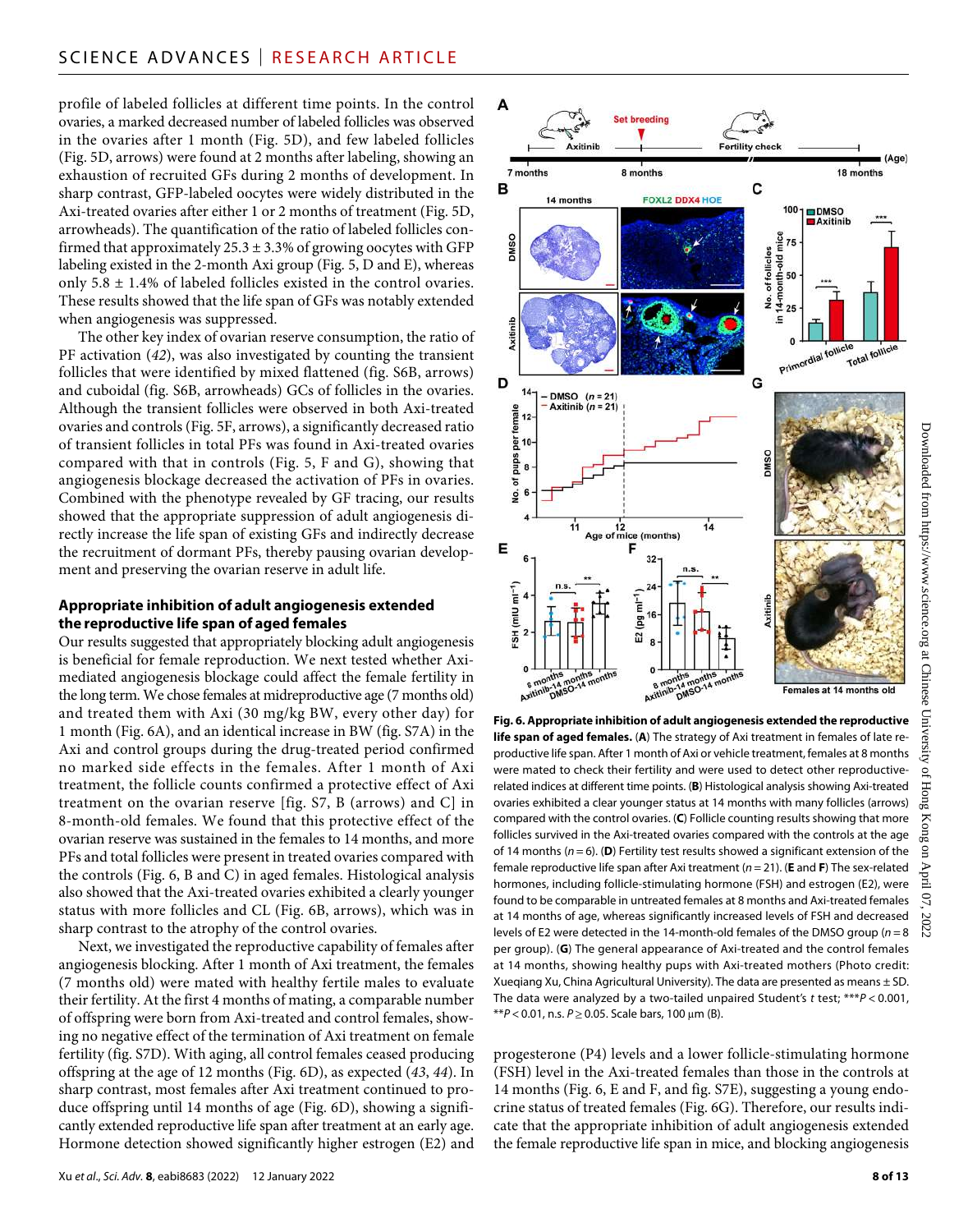profile of labeled follicles at different time points. In the control ovaries, a marked decreased number of labeled follicles was observed in the ovaries after 1 month (Fig. 5D), and few labeled follicles (Fig. 5D, arrows) were found at 2 months after labeling, showing an exhaustion of recruited GFs during 2 months of development. In sharp contrast, GFP-labeled oocytes were widely distributed in the Axi-treated ovaries after either 1 or 2 months of treatment (Fig. 5D, arrowheads). The quantification of the ratio of labeled follicles confirmed that approximately 25.3 ± 3.3% of growing oocytes with GFP labeling existed in the 2-month Axi group (Fig. 5, D and E), whereas only 5.8 ± 1.4% of labeled follicles existed in the control ovaries. These results showed that the life span of GFs was notably extended when angiogenesis was suppressed.

The other key index of ovarian reserve consumption, the ratio of PF activation (*42*), was also investigated by counting the transient follicles that were identified by mixed flattened (fig. S6B, arrows) and cuboidal (fig. S6B, arrowheads) GCs of follicles in the ovaries. Although the transient follicles were observed in both Axi-treated ovaries and controls (Fig. 5F, arrows), a significantly decreased ratio of transient follicles in total PFs was found in Axi-treated ovaries compared with that in controls (Fig. 5, F and G), showing that angiogenesis blockage decreased the activation of PFs in ovaries. Combined with the phenotype revealed by GF tracing, our results showed that the appropriate suppression of adult angiogenesis directly increase the life span of existing GFs and indirectly decrease the recruitment of dormant PFs, thereby pausing ovarian development and preserving the ovarian reserve in adult life.

### Appropriate inhibition of adult angiogenesis extended the reproductive life span of aged females

Our results suggested that appropriately blocking adult angiogenesis is beneficial for female reproduction. We next tested whether Axi-mediated angiogenesis blockage could affect the female fertility in the long term. We chose females at midreproductive age (7 months old) and treated them with Axi (30 mg/kg BW, every other day) for 1 month (Fig. 6A), and an identical increase in BW (fig. S7A) in the Axi and control groups during the drug-treated period confirmed no marked side effects in the females. After 1 month of Axi treatment, the follicle counts confirmed a protective effect of Axi treatment on the ovarian reserve [fig. S7, B (arrows) and C] in 8-month-old females. We found that this protective effect of the ovarian reserve was sustained in the females to 14 months, and more PFs and total follicles were present in treated ovaries compared with the controls (Fig. 6, B and C) in aged females. Histological analysis also showed that the Axi-treated ovaries exhibited a clearly younger status with more follicles and CL (Fig. 6B, arrows), which was in sharp contrast to the atrophy of the control ovaries.

Next, we investigated the reproductive capability of females after angiogenesis blocking. After 1 month of Axi treatment, the females (7 months old) were mated with healthy fertile males to evaluate their fertility. At the first 4 months of mating, a comparable number of offspring were born from Axi-treated and control females, showing no negative effect of the termination of Axi treatment on female fertility (fig. S7D). With aging, all control females ceased producing offspring at the age of 12 months (Fig. 6D), as expected (*43*, *44*). In sharp contrast, most females after Axi treatment continued to produce offspring until 14 months of age (Fig. 6D), showing a significantly extended reproductive life span after treatment at an early age. Hormone detection showed significantly higher estrogen (E2) and progesterone (P4) levels and a lower follicle-stimulating hormone (FSH) level in the Axi-treated females than those in the controls at 14 months (Fig. 6, E and F, and fig. S7E), suggesting a young endocrine status of treated females (Fig. 6G). Therefore, our results indicate that the appropriate inhibition of adult angiogenesis extended the female reproductive life span in mice, and blocking angiogenesis

**Fig. 6. Appropriate inhibition of adult angiogenesis extended the reproductive life span of aged females.** (**A**) The strategy of Axi treatment in females of late reproductive life span. After 1 month of Axi or vehicle treatment, females at 8 months were mated to check their fertility and were used to detect other reproductive-related indices at different time points. (**B**) Histological analysis showing Axi-treated ovaries exhibited a clear younger status at 14 months with many follicles (arrows) compared with the control ovaries. (**C**) Follicle counting results showing that more follicles survived in the Axi-treated ovaries compared with the controls at the age of 14 months ($n = 6$). (**D**) Fertility test results showed a significant extension of the female reproductive life span after Axi treatment ($n = 21$). (**E** and **F**) The sex-related hormones, including follicle-stimulating hormone (FSH) and estrogen (E2), were found to be comparable in untreated females at 8 months and Axi-treated females at 14 months of age, whereas significantly increased levels of FSH and decreased levels of E2 were detected in the 14-month-old females of the DMSO group ($n = 8$ per group). (**G**) The general appearance of Axi-treated and the control females at 14 months, showing healthy pups with Axi-treated mothers (Photo credit: Xueqiang Xu, China Agricultural University). The data are presented as means ± SD. The data were analyzed by a two-tailed unpaired Student's *t* test; \*\*\*$P < 0.001$, \*\*$P < 0.01$, n.s. $P \geq 0.05$. Scale bars, 100 μm (B).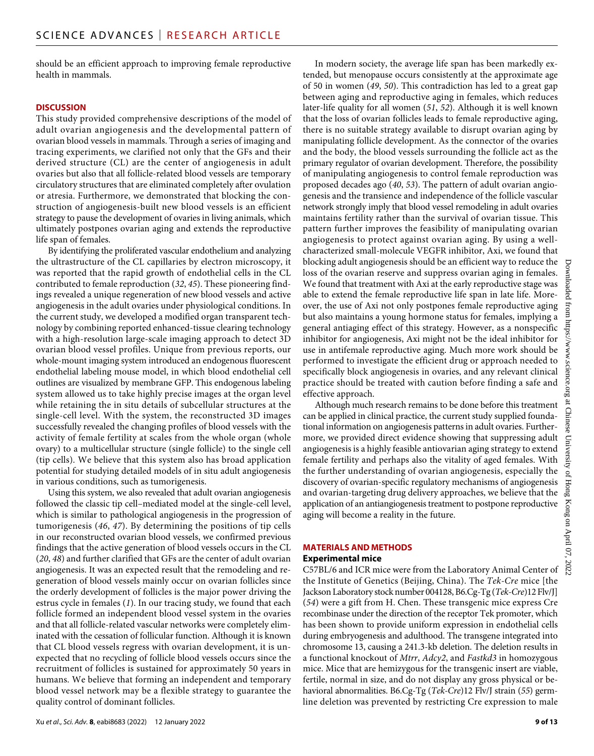should be an efficient approach to improving female reproductive health in mammals.

## DISCUSSION

This study provided comprehensive descriptions of the model of adult ovarian angiogenesis and the developmental pattern of ovarian blood vessels in mammals. Through a series of imaging and tracing experiments, we clarified not only that the GFs and their derived structure (CL) are the center of angiogenesis in adult ovaries but also that all follicle-related blood vessels are temporary circulatory structures that are eliminated completely after ovulation or atresia. Furthermore, we demonstrated that blocking the construction of angiogenesis-built new blood vessels is an efficient strategy to pause the development of ovaries in living animals, which ultimately postpones ovarian aging and extends the reproductive life span of females.

By identifying the proliferated vascular endothelium and analyzing the ultrastructure of the CL capillaries by electron microscopy, it was reported that the rapid growth of endothelial cells in the CL contributed to female reproduction (*32*, *45*). These pioneering findings revealed a unique regeneration of new blood vessels and active angiogenesis in the adult ovaries under physiological conditions. In the current study, we developed a modified organ transparent technology by combining reported enhanced-tissue clearing technology with a high-resolution large-scale imaging approach to detect 3D ovarian blood vessel profiles. Unique from previous reports, our whole-mount imaging system introduced an endogenous fluorescent endothelial labeling mouse model, in which blood endothelial cell outlines are visualized by membrane GFP. This endogenous labeling system allowed us to take highly precise images at the organ level while retaining the in situ details of subcellular structures at the single-cell level. With the system, the reconstructed 3D images successfully revealed the changing profiles of blood vessels with the activity of female fertility at scales from the whole organ (whole ovary) to a multicellular structure (single follicle) to the single cell (tip cells). We believe that this system also has broad application potential for studying detailed models of in situ adult angiogenesis in various conditions, such as tumorigenesis.

Using this system, we also revealed that adult ovarian angiogenesis followed the classic tip cell–mediated model at the single-cell level, which is similar to pathological angiogenesis in the progression of tumorigenesis (*46*, *47*). By determining the positions of tip cells in our reconstructed ovarian blood vessels, we confirmed previous findings that the active generation of blood vessels occurs in the CL (*20*, *48*) and further clarified that GFs are the center of adult ovarian angiogenesis. It was an expected result that the remodeling and regeneration of blood vessels mainly occur on ovarian follicles since the orderly development of follicles is the major power driving the estrus cycle in females (*1*). In our tracing study, we found that each follicle formed an independent blood vessel system in the ovaries and that all follicle-related vascular networks were completely eliminated with the cessation of follicular function. Although it is known that CL blood vessels regress with ovarian development, it is unexpected that no recycling of follicle blood vessels occurs since the recruitment of follicles is sustained for approximately 50 years in humans. We believe that forming an independent and temporary blood vessel network may be a flexible strategy to guarantee the quality control of dominant follicles.

In modern society, the average life span has been markedly extended, but menopause occurs consistently at the approximate age of 50 in women (*49*, *50*). This contradiction has led to a great gap between aging and reproductive aging in females, which reduces later-life quality for all women (*51*, *52*). Although it is well known that the loss of ovarian follicles leads to female reproductive aging, there is no suitable strategy available to disrupt ovarian aging by manipulating follicle development. As the connector of the ovaries and the body, the blood vessels surrounding the follicle act as the primary regulator of ovarian development. Therefore, the possibility of manipulating angiogenesis to control female reproduction was proposed decades ago (*40*, *53*). The pattern of adult ovarian angiogenesis and the transience and independence of the follicle vascular network strongly imply that blood vessel remodeling in adult ovaries maintains fertility rather than the survival of ovarian tissue. This pattern further improves the feasibility of manipulating ovarian angiogenesis to protect against ovarian aging. By using a well-characterized small-molecule VEGFR inhibitor, Axi, we found that blocking adult angiogenesis should be an efficient way to reduce the loss of the ovarian reserve and suppress ovarian aging in females. We found that treatment with Axi at the early reproductive stage was able to extend the female reproductive life span in late life. Moreover, the use of Axi not only postpones female reproductive aging but also maintains a young hormone status for females, implying a general antiaging effect of this strategy. However, as a nonspecific inhibitor for angiogenesis, Axi might not be the ideal inhibitor for use in antifemale reproductive aging. Much more work should be performed to investigate the efficient drug or approach needed to specifically block angiogenesis in ovaries, and any relevant clinical practice should be treated with caution before finding a safe and effective approach.

Although much research remains to be done before this treatment can be applied in clinical practice, the current study supplied foundational information on angiogenesis patterns in adult ovaries. Furthermore, we provided direct evidence showing that suppressing adult angiogenesis is a highly feasible antiovarian aging strategy to extend female fertility and perhaps also the vitality of aged females. With the further understanding of ovarian angiogenesis, especially the discovery of ovarian-specific regulatory mechanisms of angiogenesis and ovarian-targeting drug delivery approaches, we believe that the application of an antiangiogenesis treatment to postpone reproductive aging will become a reality in the future.

## MATERIALS AND METHODS

### Experimental mice

C57BL/6 and ICR mice were from the Laboratory Animal Center of the Institute of Genetics (Beijing, China). The *Tek-Cre* mice [the Jackson Laboratory stock number 004128, B6.Cg-Tg (*Tek-Cre*)12 Flv/J] (*54*) were a gift from H. Chen. These transgenic mice express Cre recombinase under the direction of the receptor Tek promoter, which has been shown to provide uniform expression in endothelial cells during embryogenesis and adulthood. The transgene integrated into chromosome 13, causing a 241.3-kb deletion. The deletion results in a functional knockout of *Mtrr*, *Adcy2*, and *Fastkd3* in homozygous mice. Mice that are hemizygous for the transgenic insert are viable, fertile, normal in size, and do not display any gross physical or behavioral abnormalities. B6.Cg-Tg (*Tek-Cre*)12 Flv/J strain (*55*) germline deletion was prevented by restricting Cre expression to male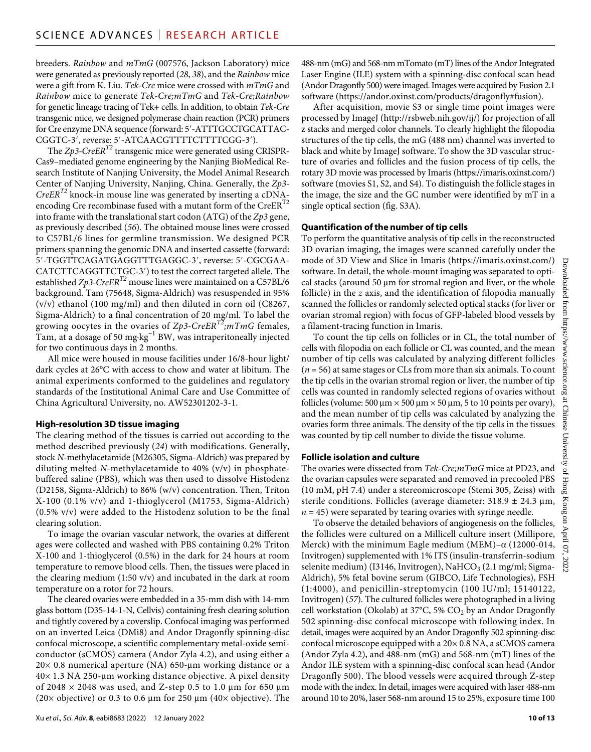breeders. *Rainbow* and *mTmG* (007576, Jackson Laboratory) mice were generated as previously reported (*28*, *38*), and the *Rainbow* mice were a gift from K. Liu. *Tek-Cre* mice were crossed with *mTmG* and *Rainbow* mice to generate *Tek-Cre;mTmG* and *Tek-Cre;Rainbow* for genetic lineage tracing of Tek+ cells. In addition, to obtain *Tek-Cre* transgenic mice, we designed polymerase chain reaction (PCR) primers for Cre enzyme DNA sequence (forward: 5′-ATTTGCCTGCATTACCGGTC-3′, reverse: 5′-ATCAACGTTTTCTTTTCGG-3′).

The *Zp3-CreER*$^{T2}$ transgenic mice were generated using CRISPR-Cas9–mediated genome engineering by the Nanjing BioMedical Research Institute of Nanjing University, the Model Animal Research Center of Nanjing University, Nanjing, China. Generally, the *Zp3-CreER*$^{T2}$ knock-in mouse line was generated by inserting a cDNA-encoding Cre recombinase fused with a mutant form of the CreER$^{T2}$ into frame with the translational start codon (ATG) of the *Zp3* gene, as previously described (*56*). The obtained mouse lines were crossed to C57BL/6 lines for germline transmission. We designed PCR primers spanning the genomic DNA and inserted cassette (forward: 5′-TGGTTCAGATGAGGTTTGAGGC-3′, reverse: 5′-CGCGAACATCTTCAGGTTCTGC-3′) to test the correct targeted allele. The established *Zp3-CreER*$^{T2}$ mouse lines were maintained on a C57BL/6 background. Tam (75648, Sigma-Aldrich) was resuspended in 95% (v/v) ethanol (100 mg/ml) and then diluted in corn oil (C8267, Sigma-Aldrich) to a final concentration of 20 mg/ml. To label the growing oocytes in the ovaries of *Zp3-CreER*$^{T2}$*;mTmG* females, Tam, at a dosage of 50 mg·kg$^{-1}$ BW, was intraperitoneally injected for two continuous days in 2 months.

All mice were housed in mouse facilities under 16/8-hour light/dark cycles at 26°C with access to chow and water at libitum. The animal experiments conformed to the guidelines and regulatory standards of the Institutional Animal Care and Use Committee of China Agricultural University, no. AW52301202-3-1.

### High-resolution 3D tissue imaging

The clearing method of the tissues is carried out according to the method described previously (*24*) with modifications. Generally, stock *N*-methylacetamide (M26305, Sigma-Aldrich) was prepared by diluting melted *N*-methylacetamide to 40% (v/v) in phosphate-buffered saline (PBS), which was then used to dissolve Histodenz (D2158, Sigma-Aldrich) to 86% (w/v) concentration. Then, Triton X-100 (0.1% v/v) and 1-thioglycerol (M1753, Sigma-Aldrich) (0.5% v/v) were added to the Histodenz solution to be the final clearing solution.

To image the ovarian vascular network, the ovaries at different ages were collected and washed with PBS containing 0.2% Triton X-100 and 1-thioglycerol (0.5%) in the dark for 24 hours at room temperature to remove blood cells. Then, the tissues were placed in the clearing medium (1:50 v/v) and incubated in the dark at room temperature on a rotor for 72 hours.

The cleared ovaries were embedded in a 35-mm dish with 14-mm glass bottom (D35-14-1-N, Cellvis) containing fresh clearing solution and tightly covered by a coverslip. Confocal imaging was performed on an inverted Leica (DMi8) and Andor Dragonfly spinning-disc confocal microscope, a scientific complementary metal-oxide semiconductor (sCMOS) camera (Andor Zyla 4.2), and using either a 20× 0.8 numerical aperture (NA) 650-μm working distance or a 40× 1.3 NA 250-μm working distance objective. A pixel density of 2048 × 2048 was used, and Z-step 0.5 to 1.0 μm for 650 μm (20× objective) or 0.3 to 0.6 μm for 250 μm (40× objective). The 488-nm (mG) and 568-nm mTomato (mT) lines of the Andor Integrated Laser Engine (ILE) system with a spinning-disc confocal scan head (Andor Dragonfly 500) were imaged. Images were acquired by Fusion 2.1 software (https://andor.oxinst.com/products/dragonfly#fusion).

After acquisition, movie S3 or single time point images were processed by ImageJ (http://rsbweb.nih.gov/ij/) for projection of all z stacks and merged color channels. To clearly highlight the filopodia structures of the tip cells, the mG (488 nm) channel was inverted to black and white by ImageJ software. To show the 3D vascular structure of ovaries and follicles and the fusion process of tip cells, the rotary 3D movie was processed by Imaris (https://imaris.oxinst.com/) software (movies S1, S2, and S4). To distinguish the follicle stages in the image, the size and the GC number were identified by mT in a single optical section (fig. S3A).

### Quantification of the number of tip cells

To perform the quantitative analysis of tip cells in the reconstructed 3D ovarian imaging, the images were scanned carefully under the mode of 3D View and Slice in Imaris (https://imaris.oxinst.com/) software. In detail, the whole-mount imaging was separated to optical stacks (around 50 μm for stromal region and liver, or the whole follicle) in the *z* axis, and the identification of filopodia manually scanned the follicles or randomly selected optical stacks (for liver or ovarian stromal region) with focus of GFP-labeled blood vessels by a filament-tracing function in Imaris.

To count the tip cells on follicles or in CL, the total number of cells with filopodia on each follicle or CL was counted, and the mean number of tip cells was calculated by analyzing different follicles ($n = 56$) at same stages or CLs from more than six animals. To count the tip cells in the ovarian stromal region or liver, the number of tip cells was counted in randomly selected regions of ovaries without follicles (volume: 500 μm × 500 μm × 50 μm, 5 to 10 points per ovary), and the mean number of tip cells was calculated by analyzing the ovaries form three animals. The density of the tip cells in the tissues was counted by tip cell number to divide the tissue volume.

### Follicle isolation and culture

The ovaries were dissected from *Tek-Cre;mTmG* mice at PD23, and the ovarian capsules were separated and removed in precooled PBS (10 mM, pH 7.4) under a stereomicroscope (Stemi 305, Zeiss) with sterile conditions. Follicles (average diameter: 318.9 ± 24.3 μm, $n = 45$) were separated by tearing ovaries with syringe needle.

To observe the detailed behaviors of angiogenesis on the follicles, the follicles were cultured on a Millicell culture insert (Millipore, Merck) with the minimum Eagle medium (MEM)–α (12000-014, Invitrogen) supplemented with 1% ITS (insulin-transferrin-sodium selenite medium) (I3146, Invitrogen), $NaHCO_3$ (2.1 mg/ml; Sigma-Aldrich), 5% fetal bovine serum (GIBCO, Life Technologies), FSH (1:4000), and penicillin-streptomycin (100 IU/ml; 15140122, Invitrogen) (*57*). The cultured follicles were photographed in a living cell workstation (Okolab) at 37°C, 5% $CO_2$ by an Andor Dragonfly 502 spinning-disc confocal microscope with following index. In detail, images were acquired by an Andor Dragonfly 502 spinning-disc confocal microscope equipped with a 20× 0.8 NA, a sCMOS camera (Andor Zyla 4.2), and 488-nm (mG) and 568-nm (mT) lines of the Andor ILE system with a spinning-disc confocal scan head (Andor Dragonfly 500). The blood vessels were acquired through Z-step mode with the index. In detail, images were acquired with laser 488-nm around 10 to 20%, laser 568-nm around 15 to 25%, exposure time 100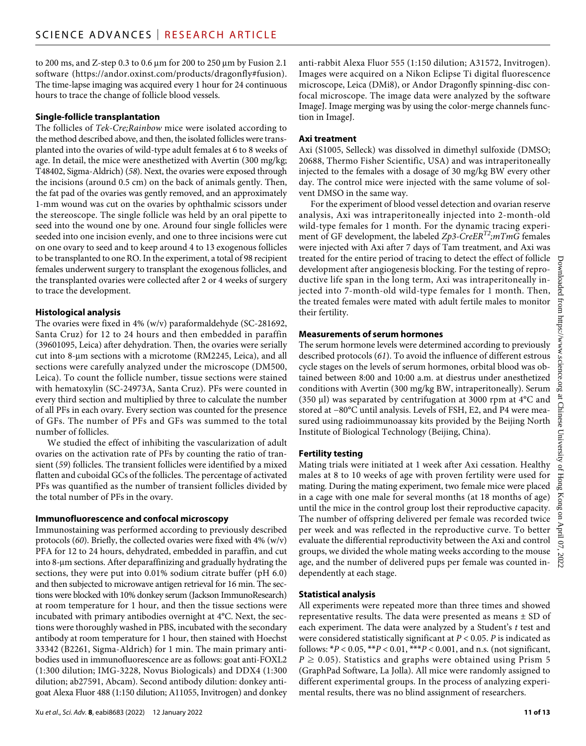to 200 ms, and Z-step 0.3 to 0.6 μm for 200 to 250 μm by Fusion 2.1 software (https://andor.oxinst.com/products/dragonfly#fusion). The time-lapse imaging was acquired every 1 hour for 24 continuous hours to trace the change of follicle blood vessels.

### Single-follicle transplantation

The follicles of *Tek-Cre;Rainbow* mice were isolated according to the method described above, and then, the isolated follicles were transplanted into the ovaries of wild-type adult females at 6 to 8 weeks of age. In detail, the mice were anesthetized with Avertin (300 mg/kg; T48402, Sigma-Aldrich) (*58*). Next, the ovaries were exposed through the incisions (around 0.5 cm) on the back of animals gently. Then, the fat pad of the ovaries was gently removed, and an approximately 1-mm wound was cut on the ovaries by ophthalmic scissors under the stereoscope. The single follicle was held by an oral pipette to seed into the wound one by one. Around four single follicles were seeded into one incision evenly, and one to three incisions were cut on one ovary to seed and to keep around 4 to 13 exogenous follicles to be transplanted to one RO. In the experiment, a total of 98 recipient females underwent surgery to transplant the exogenous follicles, and the transplanted ovaries were collected after 2 or 4 weeks of surgery to trace the development.

### Histological analysis

The ovaries were fixed in 4% (w/v) paraformaldehyde (SC-281692, Santa Cruz) for 12 to 24 hours and then embedded in paraffin (39601095, Leica) after dehydration. Then, the ovaries were serially cut into 8-μm sections with a microtome (RM2245, Leica), and all sections were carefully analyzed under the microscope (DM500, Leica). To count the follicle number, tissue sections were stained with hematoxylin (SC-24973A, Santa Cruz). PFs were counted in every third section and multiplied by three to calculate the number of all PFs in each ovary. Every section was counted for the presence of GFs. The number of PFs and GFs was summed to the total number of follicles.

We studied the effect of inhibiting the vascularization of adult ovaries on the activation rate of PFs by counting the ratio of transient (*59*) follicles. The transient follicles were identified by a mixed flatten and cuboidal GCs of the follicles. The percentage of activated PFs was quantified as the number of transient follicles divided by the total number of PFs in the ovary.

### Immunofluorescence and confocal microscopy

Immunostaining was performed according to previously described protocols (*60*). Briefly, the collected ovaries were fixed with 4% (w/v) PFA for 12 to 24 hours, dehydrated, embedded in paraffin, and cut into 8-μm sections. After deparaffinizing and gradually hydrating the sections, they were put into 0.01% sodium citrate buffer (pH 6.0) and then subjected to microwave antigen retrieval for 16 min. The sections were blocked with 10% donkey serum (Jackson ImmunoResearch) at room temperature for 1 hour, and then the tissue sections were incubated with primary antibodies overnight at 4°C. Next, the sections were thoroughly washed in PBS, incubated with the secondary antibody at room temperature for 1 hour, then stained with Hoechst 33342 (B2261, Sigma-Aldrich) for 1 min. The main primary antibodies used in immunofluorescence are as follows: goat anti-FOXL2 (1:300 dilution; IMG-3228, Novus Biologicals) and DDX4 (1:300 dilution; ab27591, Abcam). Second antibody dilution: donkey anti-goat Alexa Fluor 488 (1:150 dilution; A11055, Invitrogen) and donkey anti-rabbit Alexa Fluor 555 (1:150 dilution; A31572, Invitrogen). Images were acquired on a Nikon Eclipse Ti digital fluorescence microscope, Leica (DMi8), or Andor Dragonfly spinning-disc confocal microscope. The image data were analyzed by the software ImageJ. Image merging was by using the color-merge channels function in ImageJ.

### Axi treatment

Axi (S1005, Selleck) was dissolved in dimethyl sulfoxide (DMSO; 20688, Thermo Fisher Scientific, USA) and was intraperitoneally injected to the females with a dosage of 30 mg/kg BW every other day. The control mice were injected with the same volume of solvent DMSO in the same way.

For the experiment of blood vessel detection and ovarian reserve analysis, Axi was intraperitoneally injected into 2-month-old wild-type females for 1 month. For the dynamic tracing experiment of GF development, the labeled *Zp3-CreER$^{T2}$;mTmG* females were injected with Axi after 7 days of Tam treatment, and Axi was treated for the entire period of tracing to detect the effect of follicle development after angiogenesis blocking. For the testing of reproductive life span in the long term, Axi was intraperitoneally injected into 7-month-old wild-type females for 1 month. Then, the treated females were mated with adult fertile males to monitor their fertility.

### Measurements of serum hormones

The serum hormone levels were determined according to previously described protocols (*61*). To avoid the influence of different estrous cycle stages on the levels of serum hormones, orbital blood was obtained between 8:00 and 10:00 a.m. at diestrus under anesthetized conditions with Avertin (300 mg/kg BW, intraperitoneally). Serum (350 μl) was separated by centrifugation at 3000 rpm at 4°C and stored at −80°C until analysis. Levels of FSH, E2, and P4 were measured using radioimmunoassay kits provided by the Beijing North Institute of Biological Technology (Beijing, China).

### Fertility testing

Mating trials were initiated at 1 week after Axi cessation. Healthy males at 8 to 10 weeks of age with proven fertility were used for mating. During the mating experiment, two female mice were placed in a cage with one male for several months (at 18 months of age) until the mice in the control group lost their reproductive capacity. The number of offspring delivered per female was recorded twice per week and was reflected in the reproductive curve. To better evaluate the differential reproductivity between the Axi and control groups, we divided the whole mating weeks according to the mouse age, and the number of delivered pups per female was counted independently at each stage.

### Statistical analysis

All experiments were repeated more than three times and showed representative results. The data were presented as means ± SD of each experiment. The data were analyzed by a Student's *t* test and were considered statistically significant at $P < 0.05$. *P* is indicated as follows: \*$P < 0.05$, \*\*$P < 0.01$, \*\*\*$P < 0.001$, and n.s. (not significant, $P \geq 0.05$). Statistics and graphs were obtained using Prism 5 (GraphPad Software, La Jolla). All mice were randomly assigned to different experimental groups. In the process of analyzing experimental results, there was no blind assignment of researchers.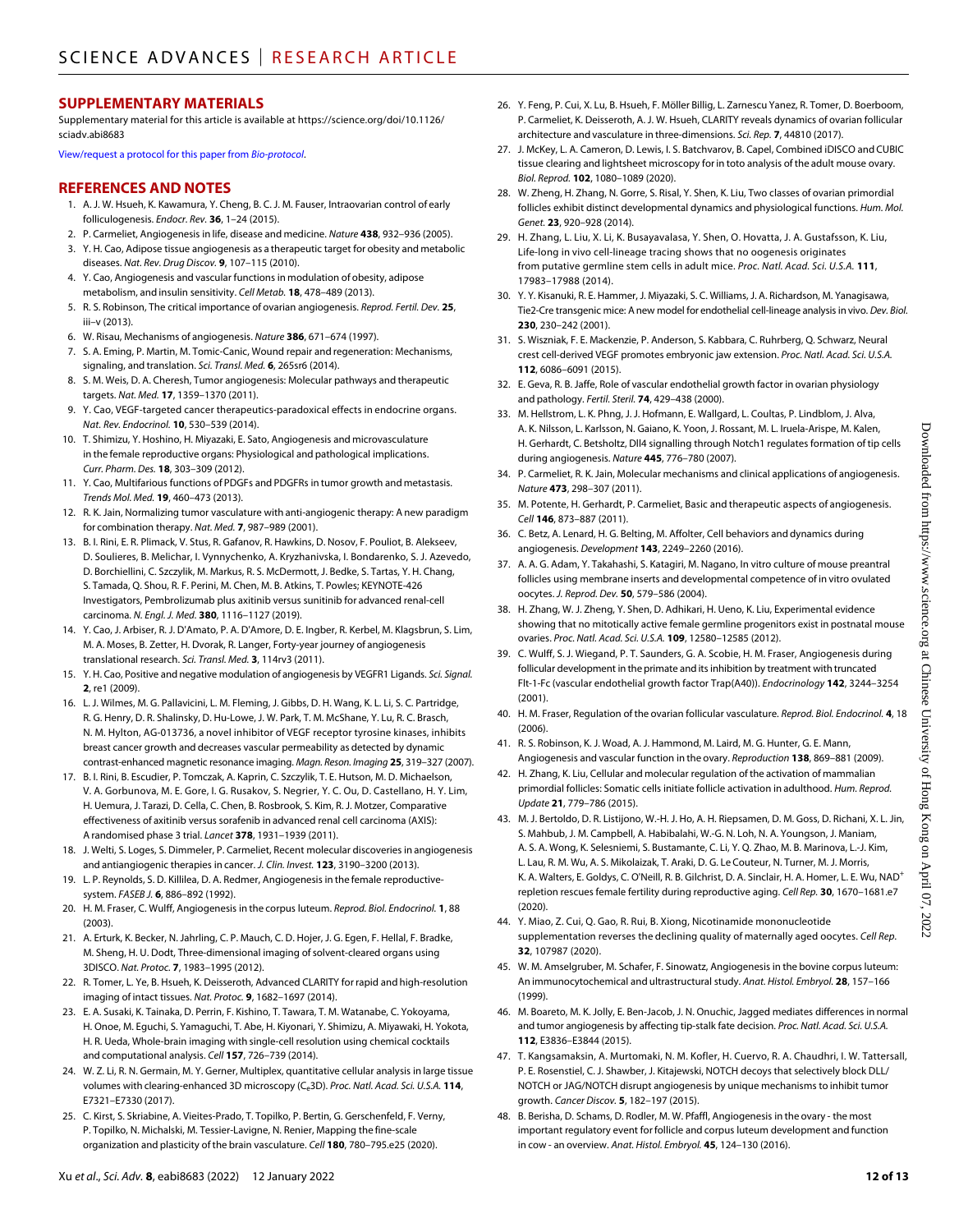## SUPPLEMENTARY MATERIALS

Supplementary material for this article is available at https://science.org/doi/10.1126/sciadv.abi8683

View/request a protocol for this paper from *Bio-protocol*.

## REFERENCES AND NOTES

1. A. J. W. Hsueh, K. Kawamura, Y. Cheng, B. C. J. M. Fauser, Intraovarian control of early folliculogenesis. *Endocr. Rev.* **36**, 1–24 (2015).
2. P. Carmeliet, Angiogenesis in life, disease and medicine. *Nature* **438**, 932–936 (2005).
3. Y. H. Cao, Adipose tissue angiogenesis as a therapeutic target for obesity and metabolic diseases. *Nat. Rev. Drug Discov.* **9**, 107–115 (2010).
4. Y. Cao, Angiogenesis and vascular functions in modulation of obesity, adipose metabolism, and insulin sensitivity. *Cell Metab.* **18**, 478–489 (2013).
5. R. S. Robinson, The critical importance of ovarian angiogenesis. *Reprod. Fertil. Dev.* **25**, iii–v (2013).
6. W. Risau, Mechanisms of angiogenesis. *Nature* **386**, 671–674 (1997).
7. S. A. Eming, P. Martin, M. Tomic-Canic, Wound repair and regeneration: Mechanisms, signaling, and translation. *Sci. Transl. Med.* **6**, 265sr6 (2014).
8. S. M. Weis, D. A. Cheresh, Tumor angiogenesis: Molecular pathways and therapeutic targets. *Nat. Med.* **17**, 1359–1370 (2011).
9. Y. Cao, VEGF-targeted cancer therapeutics-paradoxical effects in endocrine organs. *Nat. Rev. Endocrinol.* **10**, 530–539 (2014).
10. T. Shimizu, Y. Hoshino, H. Miyazaki, E. Sato, Angiogenesis and microvasculature in the female reproductive organs: Physiological and pathological implications. *Curr. Pharm. Des.* **18**, 303–309 (2012).
11. Y. Cao, Multifarious functions of PDGFs and PDGFRs in tumor growth and metastasis. *Trends Mol. Med.* **19**, 460–473 (2013).
12. R. K. Jain, Normalizing tumor vasculature with anti-angiogenic therapy: A new paradigm for combination therapy. *Nat. Med.* **7**, 987–989 (2001).
13. B. I. Rini, E. R. Plimack, V. Stus, R. Gafanov, R. Hawkins, D. Nosov, F. Pouliot, B. Alekseev, D. Soulieres, B. Melichar, I. Vynnychenko, A. Kryzhanivska, I. Bondarenko, S. J. Azevedo, D. Borchiellini, C. Szczylik, M. Markus, R. S. McDermott, J. Bedke, S. Tartas, Y. H. Chang, S. Tamada, Q. Shou, R. F. Perini, M. Chen, M. B. Atkins, T. Powles; KEYNOTE-426 Investigators, Pembrolizumab plus axitinib versus sunitinib for advanced renal-cell carcinoma. *N. Engl. J. Med.* **380**, 1116–1127 (2019).
14. Y. Cao, J. Arbiser, R. J. D'Amato, P. A. D'Amore, D. E. Ingber, R. Kerbel, M. Klagsbrun, S. Lim, M. A. Moses, B. Zetter, H. Dvorak, R. Langer, Forty-year journey of angiogenesis translational research. *Sci. Transl. Med.* **3**, 114rv3 (2011).
15. Y. H. Cao, Positive and negative modulation of angiogenesis by VEGFR1 Ligands. *Sci. Signal.* **2**, re1 (2009).
16. L. J. Wilmes, M. G. Pallavicini, L. M. Fleming, J. Gibbs, D. H. Wang, K. L. Li, S. C. Partridge, R. G. Henry, D. R. Shalinsky, D. Hu-Lowe, J. W. Park, T. M. McShane, Y. Lu, R. C. Brasch, N. M. Hylton, AG-013736, a novel inhibitor of VEGF receptor tyrosine kinases, inhibits breast cancer growth and decreases vascular permeability as detected by dynamic contrast-enhanced magnetic resonance imaging. *Magn. Reson. Imaging* **25**, 319–327 (2007).
17. B. I. Rini, B. Escudier, P. Tomczak, A. Kaprin, C. Szczylik, T. E. Hutson, M. D. Michaelson, V. A. Gorbunova, M. E. Gore, I. G. Rusakov, S. Negrier, Y. C. Ou, D. Castellano, H. Y. Lim, H. Uemura, J. Tarazi, D. Cella, C. Chen, B. Rosbrook, S. Kim, R. J. Motzer, Comparative effectiveness of axitinib versus sorafenib in advanced renal cell carcinoma (AXIS): A randomised phase 3 trial. *Lancet* **378**, 1931–1939 (2011).
18. J. Welti, S. Loges, S. Dimmeler, P. Carmeliet, Recent molecular discoveries in angiogenesis and antiangiogenic therapies in cancer. *J. Clin. Invest.* **123**, 3190–3200 (2013).
19. L. P. Reynolds, S. D. Killilea, D. A. Redmer, Angiogenesis in the female reproductive-system. *FASEB J.* **6**, 886–892 (1992).
20. H. M. Fraser, C. Wulff, Angiogenesis in the corpus luteum. *Reprod. Biol. Endocrinol.* **1**, 88 (2003).
21. A. Erturk, K. Becker, N. Jahrling, C. P. Mauch, C. D. Hojer, J. G. Egen, F. Hellal, F. Bradke, M. Sheng, H. U. Dodt, Three-dimensional imaging of solvent-cleared organs using 3DISCO. *Nat. Protoc.* **7**, 1983–1995 (2012).
22. R. Tomer, L. Ye, B. Hsueh, K. Deisseroth, Advanced CLARITY for rapid and high-resolution imaging of intact tissues. *Nat. Protoc.* **9**, 1682–1697 (2014).
23. E. A. Susaki, K. Tainaka, D. Perrin, F. Kishino, T. Tawara, T. M. Watanabe, C. Yokoyama, H. Onoe, M. Eguchi, S. Yamaguchi, T. Abe, H. Kiyonari, Y. Shimizu, A. Miyawaki, H. Yokota, H. R. Ueda, Whole-brain imaging with single-cell resolution using chemical cocktails and computational analysis. *Cell* **157**, 726–739 (2014).
24. W. Z. Li, R. N. Germain, M. Y. Gerner, Multiplex, quantitative cellular analysis in large tissue volumes with clearing-enhanced 3D microscopy ($C_e$3D). *Proc. Natl. Acad. Sci. U.S.A.* **114**, E7321–E7330 (2017).
25. C. Kirst, S. Skriabine, A. Vieites-Prado, T. Topilko, P. Bertin, G. Gerschenfeld, F. Verny, P. Topilko, N. Michalski, M. Tessier-Lavigne, N. Renier, Mapping the fine-scale organization and plasticity of the brain vasculature. *Cell* **180**, 780–795.e25 (2020).
26. Y. Feng, P. Cui, X. Lu, B. Hsueh, F. Möller Billig, L. Zarnescu Yanez, R. Tomer, D. Boerboom, P. Carmeliet, K. Deisseroth, A. J. W. Hsueh, CLARITY reveals dynamics of ovarian follicular architecture and vasculature in three-dimensions. *Sci. Rep.* **7**, 44810 (2017).
27. J. McKey, L. A. Cameron, D. Lewis, I. S. Batchvarov, B. Capel, Combined iDISCO and CUBIC tissue clearing and lightsheet microscopy for in toto analysis of the adult mouse ovary. *Biol. Reprod.* **102**, 1080–1089 (2020).
28. W. Zheng, H. Zhang, N. Gorre, S. Risal, Y. Shen, K. Liu, Two classes of ovarian primordial follicles exhibit distinct developmental dynamics and physiological functions. *Hum. Mol. Genet.* **23**, 920–928 (2014).
29. H. Zhang, L. Liu, X. Li, K. Busayavalasa, Y. Shen, O. Hovatta, J. A. Gustafsson, K. Liu, Life-long in vivo cell-lineage tracing shows that no oogenesis originates from putative germline stem cells in adult mice. *Proc. Natl. Acad. Sci. U.S.A.* **111**, 17983–17988 (2014).
30. Y. Y. Kisanuki, R. E. Hammer, J. Miyazaki, S. C. Williams, J. A. Richardson, M. Yanagisawa, Tie2-Cre transgenic mice: A new model for endothelial cell-lineage analysis in vivo. *Dev. Biol.* **230**, 230–242 (2001).
31. S. Wiszniak, F. E. Mackenzie, P. Anderson, S. Kabbara, C. Ruhrberg, Q. Schwarz, Neural crest cell-derived VEGF promotes embryonic jaw extension. *Proc. Natl. Acad. Sci. U.S.A.* **112**, 6086–6091 (2015).
32. E. Geva, R. B. Jaffe, Role of vascular endothelial growth factor in ovarian physiology and pathology. *Fertil. Steril.* **74**, 429–438 (2000).
33. M. Hellstrom, L. K. Phng, J. J. Hofmann, E. Wallgard, L. Coultas, P. Lindblom, J. Alva, A. K. Nilsson, L. Karlsson, N. Gaiano, K. Yoon, J. Rossant, M. L. Iruela-Arispe, M. Kalen, H. Gerhardt, C. Betsholtz, Dll4 signalling through Notch1 regulates formation of tip cells during angiogenesis. *Nature* **445**, 776–780 (2007).
34. P. Carmeliet, R. K. Jain, Molecular mechanisms and clinical applications of angiogenesis. *Nature* **473**, 298–307 (2011).
35. M. Potente, H. Gerhardt, P. Carmeliet, Basic and therapeutic aspects of angiogenesis. *Cell* **146**, 873–887 (2011).
36. C. Betz, A. Lenard, H. G. Belting, M. Affolter, Cell behaviors and dynamics during angiogenesis. *Development* **143**, 2249–2260 (2016).
37. A. A. G. Adam, Y. Takahashi, S. Katagiri, M. Nagano, In vitro culture of mouse preantral follicles using membrane inserts and developmental competence of in vitro ovulated oocytes. *J. Reprod. Dev.* **50**, 579–586 (2004).
38. H. Zhang, W. J. Zheng, Y. Shen, D. Adhikari, H. Ueno, K. Liu, Experimental evidence showing that no mitotically active female germline progenitors exist in postnatal mouse ovaries. *Proc. Natl. Acad. Sci. U.S.A.* **109**, 12580–12585 (2012).
39. C. Wulff, S. J. Wiegand, P. T. Saunders, G. A. Scobie, H. M. Fraser, Angiogenesis during follicular development in the primate and its inhibition by treatment with truncated Flt-1-Fc (vascular endothelial growth factor Trap(A40)). *Endocrinology* **142**, 3244–3254 (2001).
40. H. M. Fraser, Regulation of the ovarian follicular vasculature. *Reprod. Biol. Endocrinol.* **4**, 18 (2006).
41. R. S. Robinson, K. J. Woad, A. J. Hammond, M. Laird, M. G. Hunter, G. E. Mann, Angiogenesis and vascular function in the ovary. *Reproduction* **138**, 869–881 (2009).
42. H. Zhang, K. Liu, Cellular and molecular regulation of the activation of mammalian primordial follicles: Somatic cells initiate follicle activation in adulthood. *Hum. Reprod. Update* **21**, 779–786 (2015).
43. M. J. Bertoldo, D. R. Listijono, W.-H. J. Ho, A. H. Riepsamen, D. M. Goss, D. Richani, X. L. Jin, S. Mahbub, J. M. Campbell, A. Habibalahi, W.-G. N. Loh, N. A. Youngson, J. Maniam, A. S. A. Wong, K. Selesniemi, S. Bustamante, C. Li, Y. Q. Zhao, M. B. Marinova, L.-J. Kim, L. Lau, R. M. Wu, A. S. Mikolaizak, T. Araki, D. G. Le Couteur, N. Turner, M. J. Morris, K. A. Walters, E. Goldys, C. O'Neill, R. B. Gilchrist, D. A. Sinclair, H. A. Homer, L. E. Wu, $NAD^+$ repletion rescues female fertility during reproductive aging. *Cell Rep.* **30**, 1670–1681.e7 (2020).
44. Y. Miao, Z. Cui, Q. Gao, R. Rui, B. Xiong, Nicotinamide mononucleotide supplementation reverses the declining quality of maternally aged oocytes. *Cell Rep.* **32**, 107987 (2020).
45. W. M. Amselgruber, M. Schafer, F. Sinowatz, Angiogenesis in the bovine corpus luteum: An immunocytochemical and ultrastructural study. *Anat. Histol. Embryol.* **28**, 157–166 (1999).
46. M. Boareto, M. K. Jolly, E. Ben-Jacob, J. N. Onuchic, Jagged mediates differences in normal and tumor angiogenesis by affecting tip-stalk fate decision. *Proc. Natl. Acad. Sci. U.S.A.* **112**, E3836–E3844 (2015).
47. T. Kangsamaksin, A. Murtomaki, N. M. Kofler, H. Cuervo, R. A. Chaudhri, I. W. Tattersall, P. E. Rosenstiel, C. J. Shawber, J. Kitajewski, NOTCH decoys that selectively block DLL/NOTCH or JAG/NOTCH disrupt angiogenesis by unique mechanisms to inhibit tumor growth. *Cancer Discov.* **5**, 182–197 (2015).
48. B. Berisha, D. Schams, D. Rodler, M. W. Pfaffl, Angiogenesis in the ovary - the most important regulatory event for follicle and corpus luteum development and function in cow - an overview. *Anat. Histol. Embryol.* **45**, 124–130 (2016).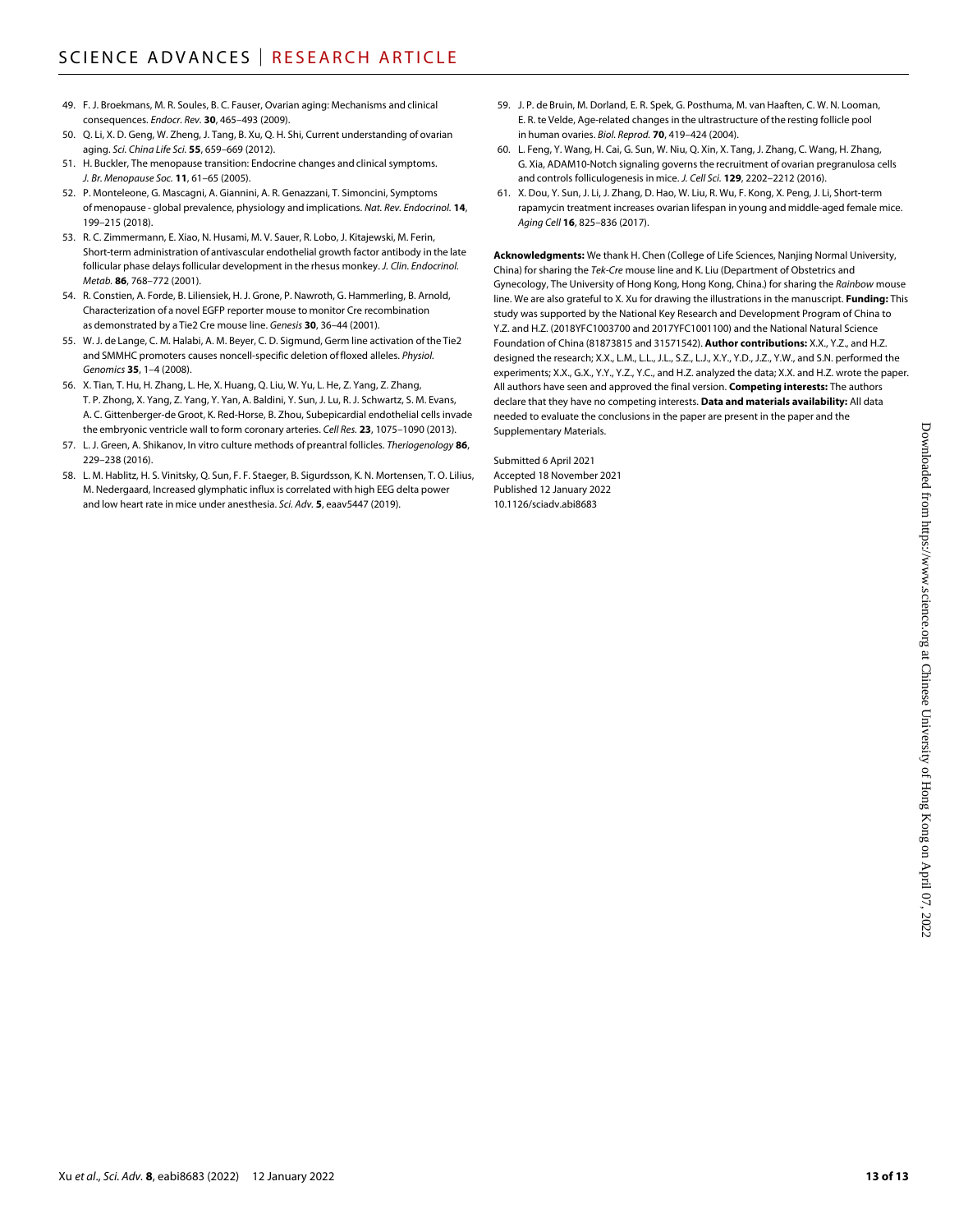49. F. J. Broekmans, M. R. Soules, B. C. Fauser, Ovarian aging: Mechanisms and clinical consequences. *Endocr. Rev.* **30**, 465–493 (2009).
50. Q. Li, X. D. Geng, W. Zheng, J. Tang, B. Xu, Q. H. Shi, Current understanding of ovarian aging. *Sci. China Life Sci.* **55**, 659–669 (2012).
51. H. Buckler, The menopause transition: Endocrine changes and clinical symptoms. *J. Br. Menopause Soc.* **11**, 61–65 (2005).
52. P. Monteleone, G. Mascagni, A. Giannini, A. R. Genazzani, T. Simoncini, Symptoms of menopause - global prevalence, physiology and implications. *Nat. Rev. Endocrinol.* **14**, 199–215 (2018).
53. R. C. Zimmermann, E. Xiao, N. Husami, M. V. Sauer, R. Lobo, J. Kitajewski, M. Ferin, Short-term administration of antivascular endothelial growth factor antibody in the late follicular phase delays follicular development in the rhesus monkey. *J. Clin. Endocrinol. Metab.* **86**, 768–772 (2001).
54. R. Constien, A. Forde, B. Liliensiek, H. J. Grone, P. Nawroth, G. Hammerling, B. Arnold, Characterization of a novel EGFP reporter mouse to monitor Cre recombination as demonstrated by a Tie2 Cre mouse line. *Genesis* **30**, 36–44 (2001).
55. W. J. de Lange, C. M. Halabi, A. M. Beyer, C. D. Sigmund, Germ line activation of the Tie2 and SMMHC promoters causes noncell-specific deletion of floxed alleles. *Physiol. Genomics* **35**, 1–4 (2008).
56. X. Tian, T. Hu, H. Zhang, L. He, X. Huang, Q. Liu, W. Yu, L. He, Z. Yang, Z. Zhang, T. P. Zhong, X. Yang, Z. Yang, Y. Yan, A. Baldini, Y. Sun, J. Lu, R. J. Schwartz, S. M. Evans, A. C. Gittenberger-de Groot, K. Red-Horse, B. Zhou, Subepicardial endothelial cells invade the embryonic ventricle wall to form coronary arteries. *Cell Res.* **23**, 1075–1090 (2013).
57. L. J. Green, A. Shikanov, In vitro culture methods of preantral follicles. *Theriogenology* **86**, 229–238 (2016).
58. L. M. Hablitz, H. S. Vinitsky, Q. Sun, F. F. Staeger, B. Sigurdsson, K. N. Mortensen, T. O. Lilius, M. Nedergaard, Increased glymphatic influx is correlated with high EEG delta power and low heart rate in mice under anesthesia. *Sci. Adv.* **5**, eaav5447 (2019).
59. J. P. de Bruin, M. Dorland, E. R. Spek, G. Posthuma, M. van Haaften, C. W. N. Looman, E. R. te Velde, Age-related changes in the ultrastructure of the resting follicle pool in human ovaries. *Biol. Reprod.* **70**, 419–424 (2004).
60. L. Feng, Y. Wang, H. Cai, G. Sun, W. Niu, Q. Xin, X. Tang, J. Zhang, C. Wang, H. Zhang, G. Xia, ADAM10-Notch signaling governs the recruitment of ovarian pregranulosa cells and controls folliculogenesis in mice. *J. Cell Sci.* **129**, 2202–2212 (2016).
61. X. Dou, Y. Sun, J. Li, J. Zhang, D. Hao, W. Liu, R. Wu, F. Kong, X. Peng, J. Li, Short-term rapamycin treatment increases ovarian lifespan in young and middle-aged female mice. *Aging Cell* **16**, 825–836 (2017).

**Acknowledgments:** We thank H. Chen (College of Life Sciences, Nanjing Normal University, China) for sharing the *Tek-Cre* mouse line and K. Liu (Department of Obstetrics and Gynecology, The University of Hong Kong, Hong Kong, China.) for sharing the *Rainbow* mouse line. We are also grateful to X. Xu for drawing the illustrations in the manuscript. **Funding:** This study was supported by the National Key Research and Development Program of China to Y.Z. and H.Z. (2018YFC1003700 and 2017YFC1001100) and the National Natural Science Foundation of China (81873815 and 31571542). **Author contributions:** X.X., Y.Z., and H.Z. designed the research; X.X., L.M., L.L., J.L., S.Z., L.J., X.Y., Y.D., J.Z., Y.W., and S.N. performed the experiments; X.X., G.X., Y.Y., Y.Z., Y.C., and H.Z. analyzed the data; X.X. and H.Z. wrote the paper. All authors have seen and approved the final version. **Competing interests:** The authors declare that they have no competing interests. **Data and materials availability:** All data needed to evaluate the conclusions in the paper are present in the paper and the Supplementary Materials.

Submitted 6 April 2021
Accepted 18 November 2021
Published 12 January 2022
10.1126/sciadv.abi8683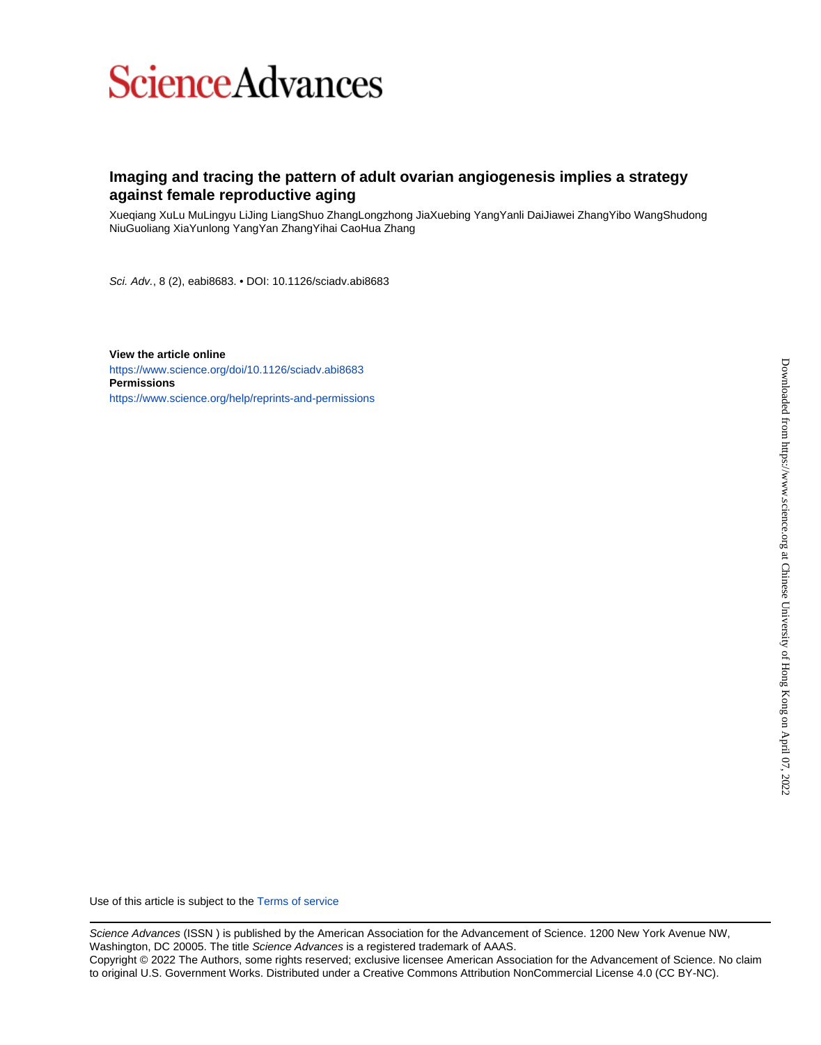# ScienceAdvances

## Imaging and tracing the pattern of adult ovarian angiogenesis implies a strategy against female reproductive aging

Xueqiang XuLu MuLingyu LiJing LiangShuo ZhangLongzhong JiaXuebing YangYanli DaiJiawei ZhangYibo WangShudong NiuGuoliang XiaYunlong YangYan ZhangYihai CaoHua Zhang

*Sci. Adv.*, 8 (2), eabi8683. • DOI: 10.1126/sciadv.abi8683

**View the article online**
https://www.science.org/doi/10.1126/sciadv.abi8683
**Permissions**
https://www.science.org/help/reprints-and-permissions

Downloaded from https://www.science.org at Chinese University of Hong Kong on April 07, 2022

Use of this article is subject to the Terms of service

*Science Advances* (ISSN ) is published by the American Association for the Advancement of Science. 1200 New York Avenue NW, Washington, DC 20005. The title *Science Advances* is a registered trademark of AAAS.
Copyright © 2022 The Authors, some rights reserved; exclusive licensee American Association for the Advancement of Science. No claim to original U.S. Government Works. Distributed under a Creative Commons Attribution NonCommercial License 4.0 (CC BY-NC).